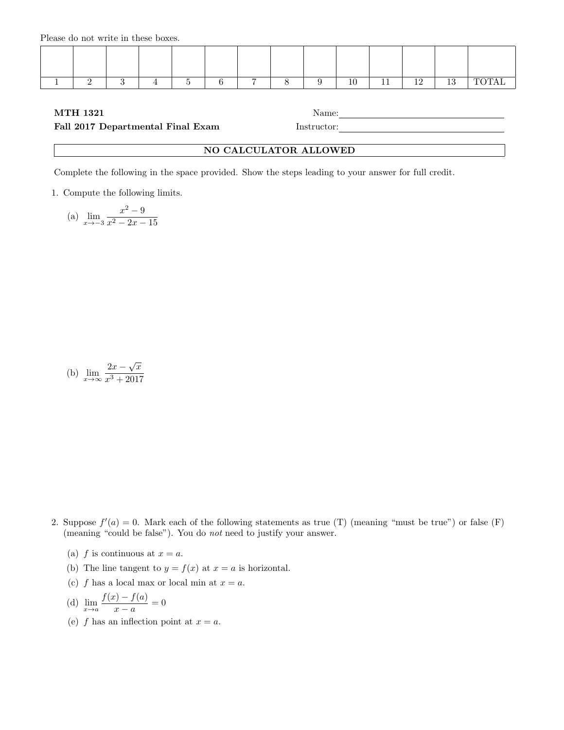Please do not write in these boxes.

| | | | | | | | | | | | | | |
|---|---|---|---|---|---|---|---|---|---|---|---|---|---|
| 1 | 2 | 3 | 4 | 5 | 6 | 7 | 8 | 9 | 10 | 11 | 12 | 13 | TOTAL |

**MTH 1321**
**Fall 2017 Departmental Final Exam**

Name:\_\_\_\_\_\_\_\_\_\_\_\_\_\_\_\_\_\_\_\_\_\_\_\_\_\_\_\_\_\_
Instructor:\_\_\_\_\_\_\_\_\_\_\_\_\_\_\_\_\_\_\_\_\_\_\_\_\_\_\_\_\_\_

**NO CALCULATOR ALLOWED**

Complete the following in the space provided. Show the steps leading to your answer for full credit.

1. Compute the following limits.

   (a) $\displaystyle \lim_{x \to -3} \frac{x^2 - 9}{x^2 - 2x - 15}$

   (b) $\displaystyle \lim_{x \to \infty} \frac{2x - \sqrt{x}}{x^3 + 2017}$

2. Suppose $f'(a) = 0$. Mark each of the following statements as true (T) (meaning "must be true") or false (F) (meaning "could be false"). You do *not* need to justify your answer.

   (a) $f$ is continuous at $x = a$.

   (b) The line tangent to $y = f(x)$ at $x = a$ is horizontal.

   (c) $f$ has a local max or local min at $x = a$.

   (d) $\displaystyle \lim_{x \to a} \frac{f(x) - f(a)}{x - a} = 0$

   (e) $f$ has an inflection point at $x = a$.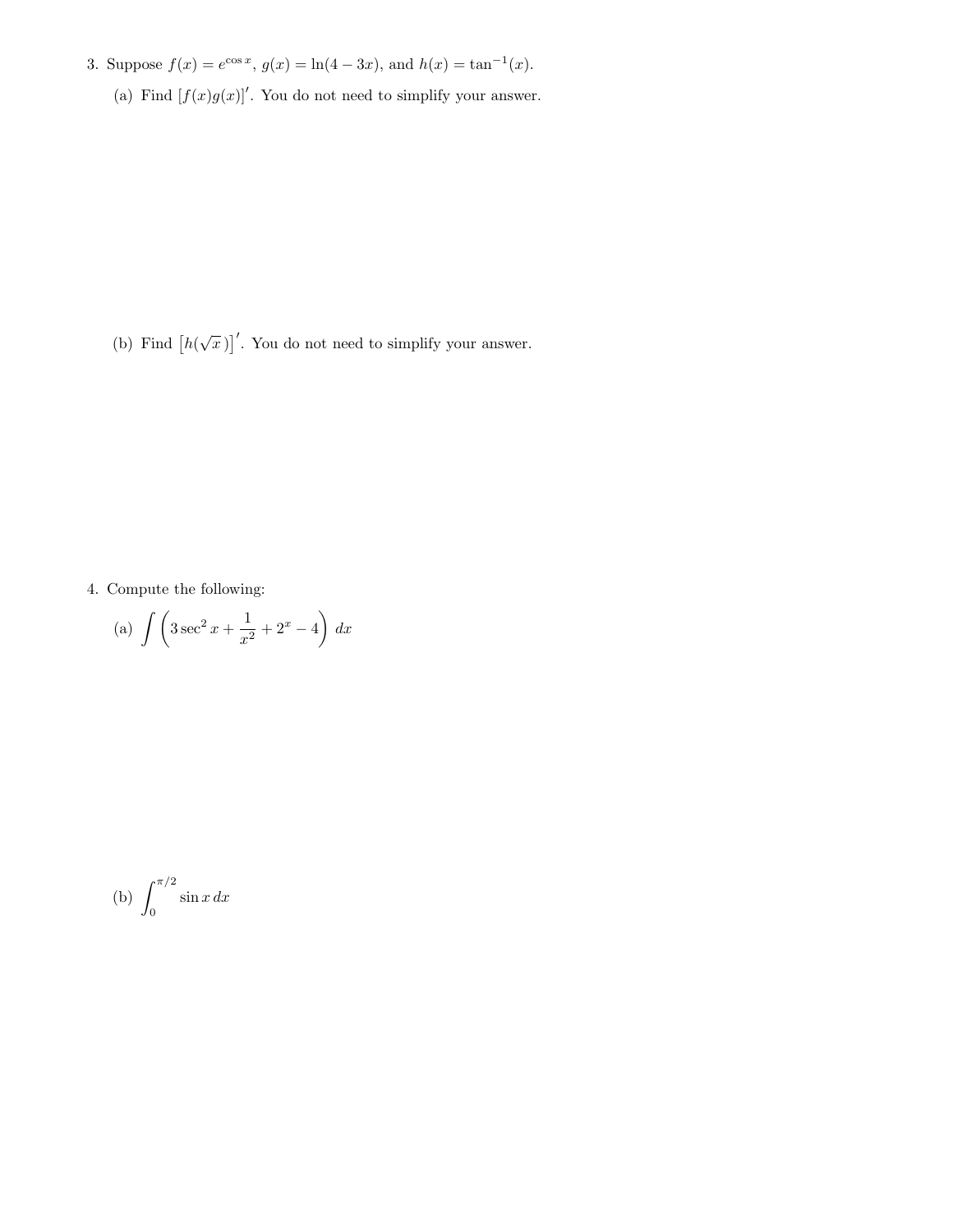3. Suppose $f(x) = e^{\cos x}$, $g(x) = \ln(4 - 3x)$, and $h(x) = \tan^{-1}(x)$.

   (a) Find $[f(x)g(x)]'$. You do not need to simplify your answer.

   (b) Find $\left[h(\sqrt{x})\right]'$. You do not need to simplify your answer.

4. Compute the following:

   (a) $\displaystyle\int \left(3\sec^2 x + \frac{1}{x^2} + 2^x - 4\right)\, dx$

   (b) $\displaystyle\int_0^{\pi/2} \sin x \, dx$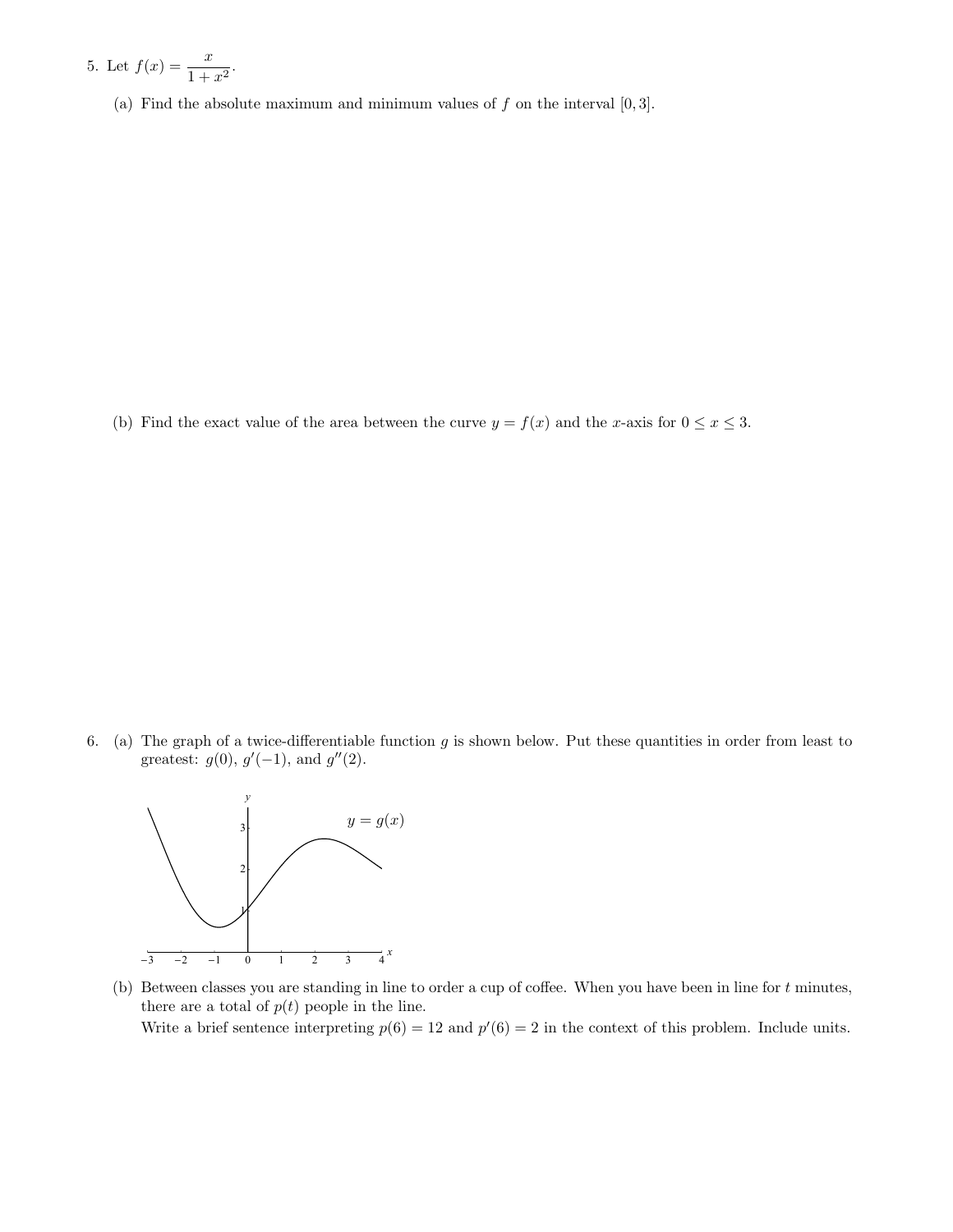5. Let $f(x) = \dfrac{x}{1+x^2}$.

   (a) Find the absolute maximum and minimum values of $f$ on the interval $[0, 3]$.

   (b) Find the exact value of the area between the curve $y = f(x)$ and the $x$-axis for $0 \leq x \leq 3$.

6. (a) The graph of a twice-differentiable function $g$ is shown below. Put these quantities in order from least to greatest: $g(0)$, $g'(-1)$, and $g''(2)$.

   (b) Between classes you are standing in line to order a cup of coffee. When you have been in line for $t$ minutes, there are a total of $p(t)$ people in the line.

   Write a brief sentence interpreting $p(6) = 12$ and $p'(6) = 2$ in the context of this problem. Include units.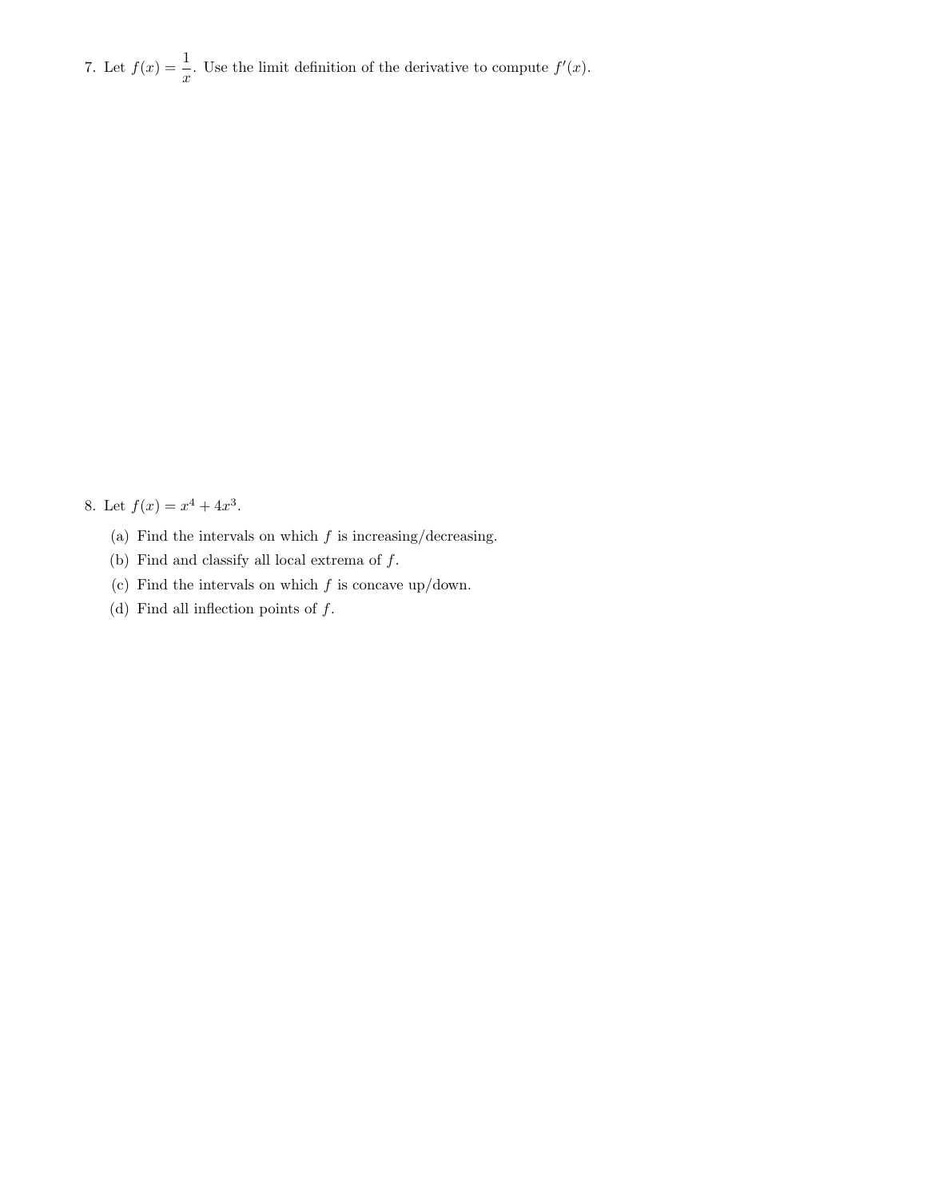7. Let $f(x) = \dfrac{1}{x}$. Use the limit definition of the derivative to compute $f'(x)$.

8. Let $f(x) = x^4 + 4x^3$.

   (a) Find the intervals on which $f$ is increasing/decreasing.

   (b) Find and classify all local extrema of $f$.

   (c) Find the intervals on which $f$ is concave up/down.

   (d) Find all inflection points of $f$.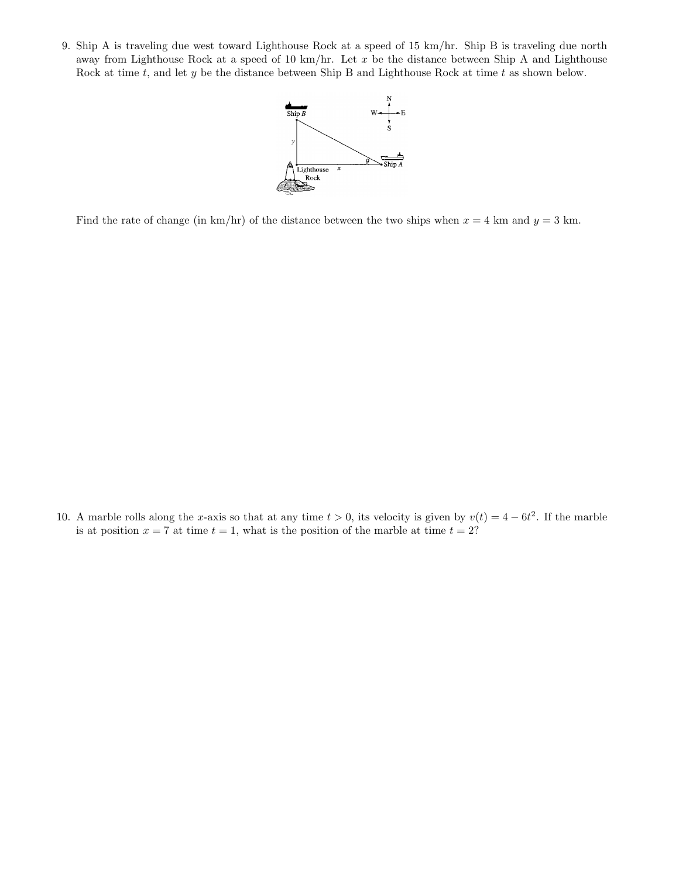9. Ship A is traveling due west toward Lighthouse Rock at a speed of 15 km/hr. Ship B is traveling due north away from Lighthouse Rock at a speed of 10 km/hr. Let $x$ be the distance between Ship A and Lighthouse Rock at time $t$, and let $y$ be the distance between Ship B and Lighthouse Rock at time $t$ as shown below.

   Find the rate of change (in km/hr) of the distance between the two ships when $x = 4$ km and $y = 3$ km.

10. A marble rolls along the $x$-axis so that at any time $t > 0$, its velocity is given by $v(t) = 4 - 6t^2$. If the marble is at position $x = 7$ at time $t = 1$, what is the position of the marble at time $t = 2$?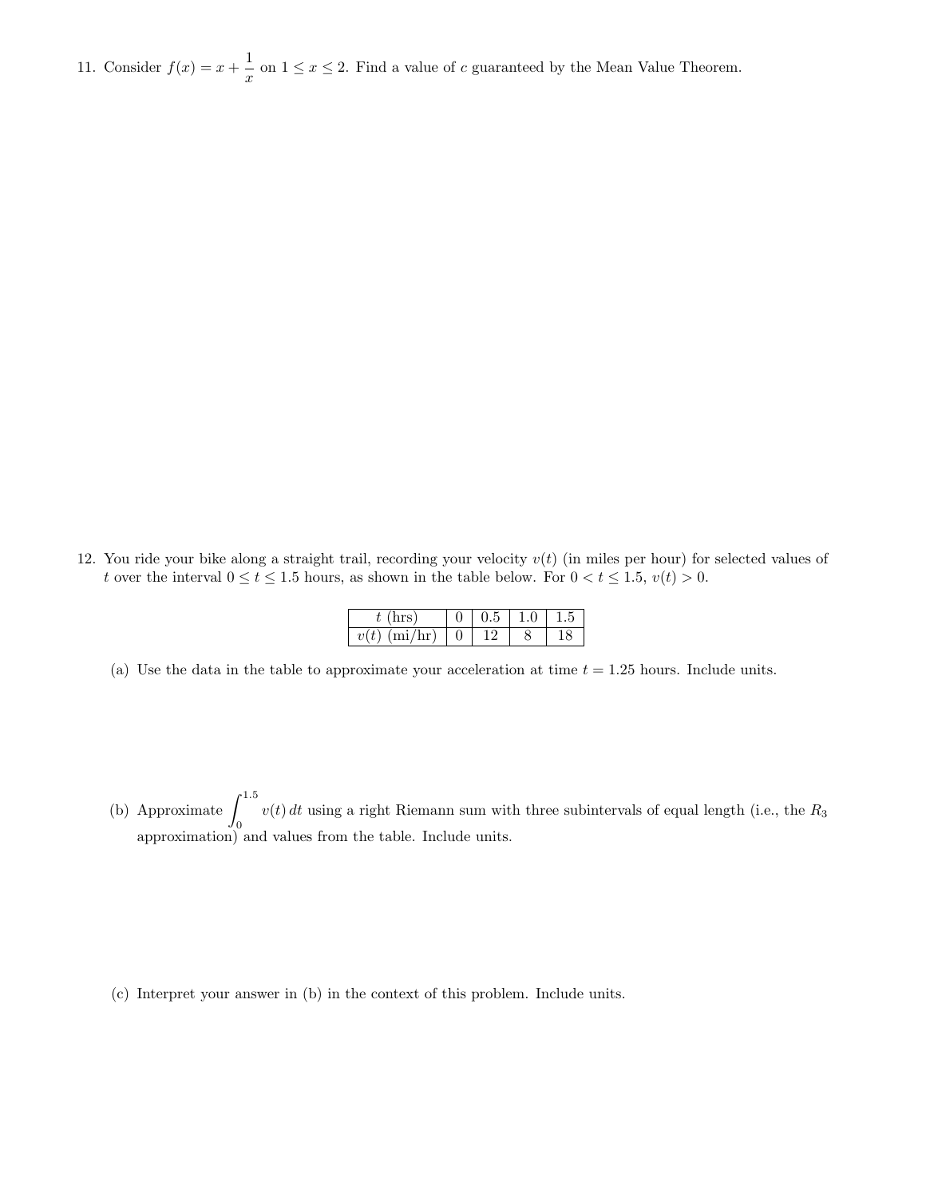11. Consider $f(x) = x + \dfrac{1}{x}$ on $1 \le x \le 2$. Find a value of $c$ guaranteed by the Mean Value Theorem.

12. You ride your bike along a straight trail, recording your velocity $v(t)$ (in miles per hour) for selected values of $t$ over the interval $0 \le t \le 1.5$ hours, as shown in the table below. For $0 < t \le 1.5$, $v(t) > 0$.

| $t$ (hrs) | 0 | 0.5 | 1.0 | 1.5 |
|---|---|---|---|---|
| $v(t)$ (mi/hr) | 0 | 12 | 8 | 18 |

(a) Use the data in the table to approximate your acceleration at time $t = 1.25$ hours. Include units.

(b) Approximate $\displaystyle\int_0^{1.5} v(t)\,dt$ using a right Riemann sum with three subintervals of equal length (i.e., the $R_3$ approximation) and values from the table. Include units.

(c) Interpret your answer in (b) in the context of this problem. Include units.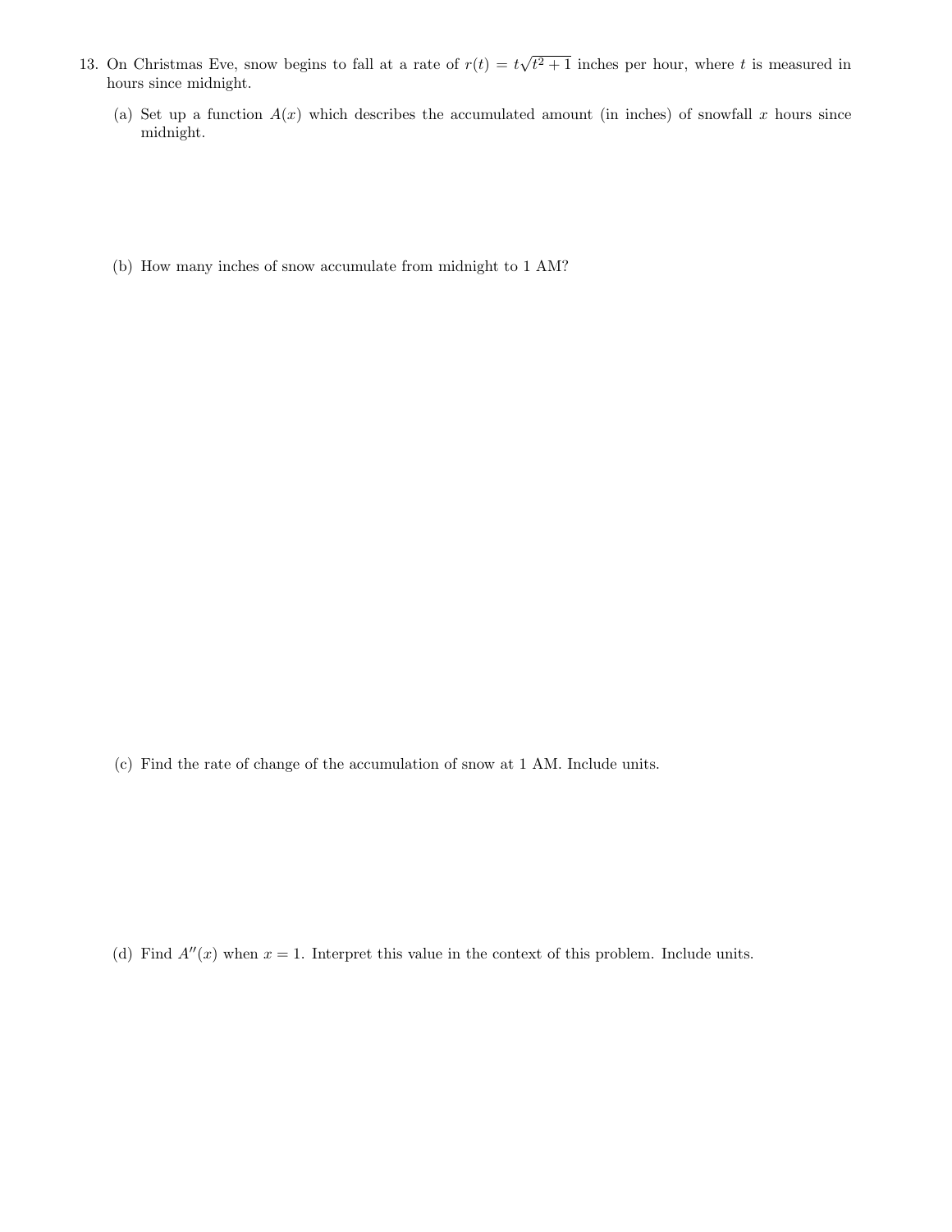13. On Christmas Eve, snow begins to fall at a rate of $r(t) = t\sqrt{t^2 + 1}$ inches per hour, where $t$ is measured in hours since midnight.

   (a) Set up a function $A(x)$ which describes the accumulated amount (in inches) of snowfall $x$ hours since midnight.

   (b) How many inches of snow accumulate from midnight to 1 AM?

   (c) Find the rate of change of the accumulation of snow at 1 AM. Include units.

   (d) Find $A''(x)$ when $x = 1$. Interpret this value in the context of this problem. Include units.